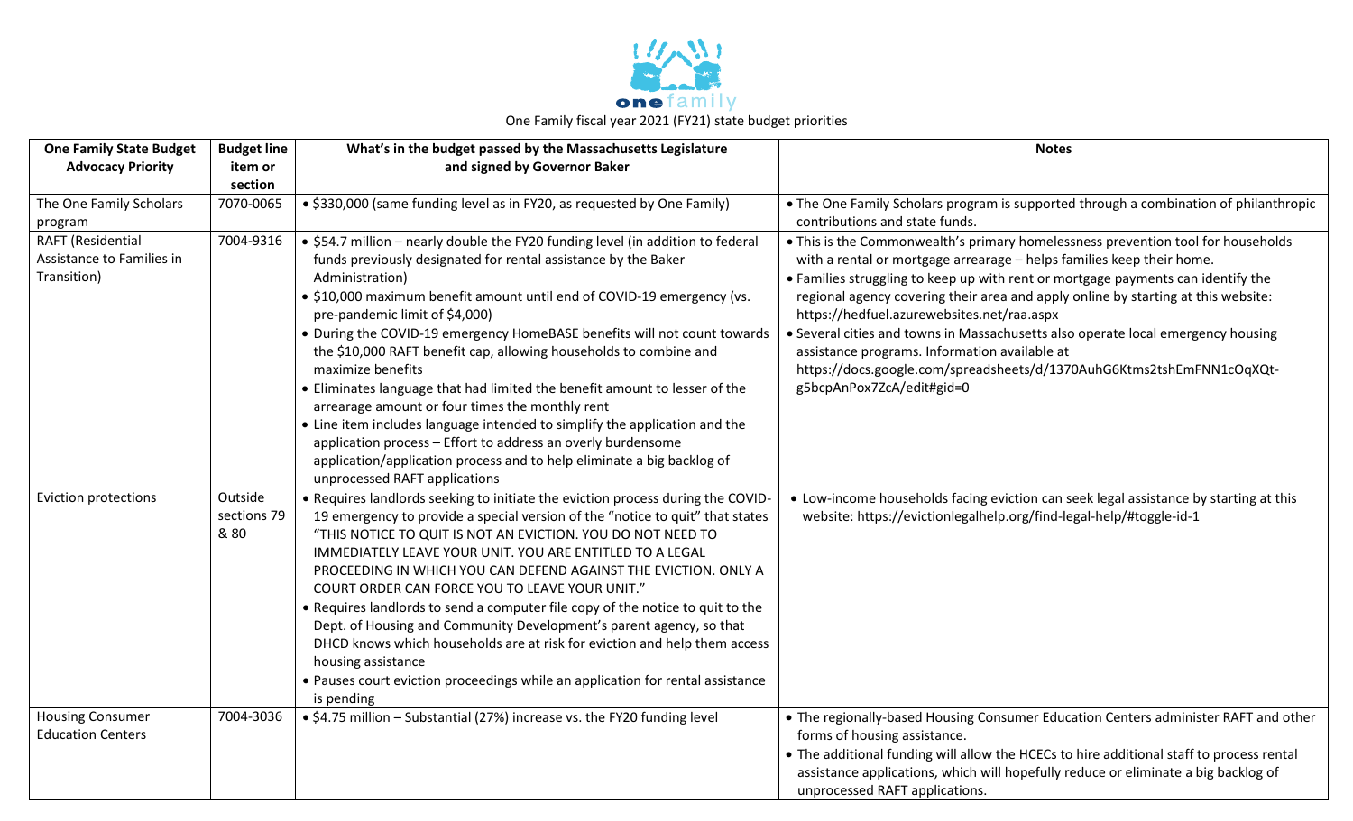onefamily

One Family fiscal year 2021 (FY21) state budget priorities

| One Family State Budget Advocacy Priority | Budget line item or section | What's in the budget passed by the Massachusetts Legislature and signed by Governor Baker | Notes |
|---|---|---|---|
| The One Family Scholars program | 7070-0065 | • $330,000 (same funding level as in FY20, as requested by One Family) | • The One Family Scholars program is supported through a combination of philanthropic contributions and state funds. |
| RAFT (Residential Assistance to Families in Transition) | 7004-9316 | • $54.7 million – nearly double the FY20 funding level (in addition to federal funds previously designated for rental assistance by the Baker Administration)<br>• $10,000 maximum benefit amount until end of COVID-19 emergency (vs. pre-pandemic limit of $4,000)<br>• During the COVID-19 emergency HomeBASE benefits will not count towards the $10,000 RAFT benefit cap, allowing households to combine and maximize benefits<br>• Eliminates language that had limited the benefit amount to lesser of the arrearage amount or four times the monthly rent<br>• Line item includes language intended to simplify the application and the application process – Effort to address an overly burdensome application/application process and to help eliminate a big backlog of unprocessed RAFT applications | • This is the Commonwealth's primary homelessness prevention tool for households with a rental or mortgage arrearage – helps families keep their home.<br>• Families struggling to keep up with rent or mortgage payments can identify the regional agency covering their area and apply online by starting at this website: https://hedfuel.azurewebsites.net/raa.aspx<br>• Several cities and towns in Massachusetts also operate local emergency housing assistance programs. Information available at https://docs.google.com/spreadsheets/d/1370AuhG6Ktms2tshEmFNN1cOqXQt-g5bcpAnPox7ZcA/edit#gid=0 |
| Eviction protections | Outside sections 79 & 80 | • Requires landlords seeking to initiate the eviction process during the COVID-19 emergency to provide a special version of the "notice to quit" that states "THIS NOTICE TO QUIT IS NOT AN EVICTION. YOU DO NOT NEED TO IMMEDIATELY LEAVE YOUR UNIT. YOU ARE ENTITLED TO A LEGAL PROCEEDING IN WHICH YOU CAN DEFEND AGAINST THE EVICTION. ONLY A COURT ORDER CAN FORCE YOU TO LEAVE YOUR UNIT."<br>• Requires landlords to send a computer file copy of the notice to quit to the Dept. of Housing and Community Development's parent agency, so that DHCD knows which households are at risk for eviction and help them access housing assistance<br>• Pauses court eviction proceedings while an application for rental assistance is pending | • Low-income households facing eviction can seek legal assistance by starting at this website: https://evictionlegalhelp.org/find-legal-help/#toggle-id-1 |
| Housing Consumer Education Centers | 7004-3036 | • $4.75 million – Substantial (27%) increase vs. the FY20 funding level | • The regionally-based Housing Consumer Education Centers administer RAFT and other forms of housing assistance.<br>• The additional funding will allow the HCECs to hire additional staff to process rental assistance applications, which will hopefully reduce or eliminate a big backlog of unprocessed RAFT applications. |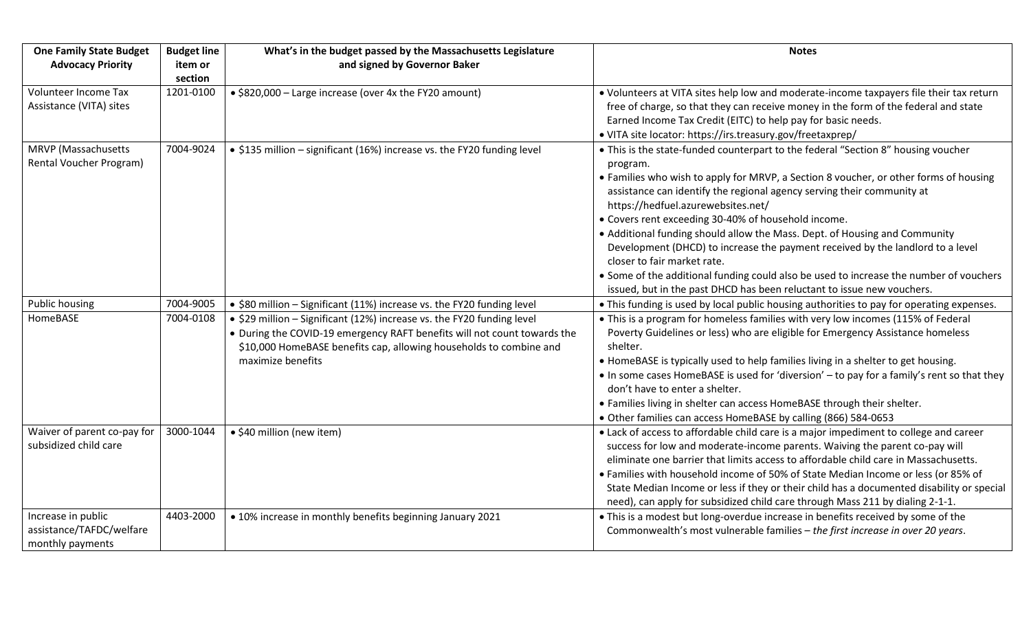| One Family State Budget Advocacy Priority | Budget line item or section | What's in the budget passed by the Massachusetts Legislature and signed by Governor Baker | Notes |
|---|---|---|---|
| Volunteer Income Tax Assistance (VITA) sites | 1201-0100 | • $820,000 – Large increase (over 4x the FY20 amount) | • Volunteers at VITA sites help low and moderate-income taxpayers file their tax return free of charge, so that they can receive money in the form of the federal and state Earned Income Tax Credit (EITC) to help pay for basic needs.<br>• VITA site locator: https://irs.treasury.gov/freetaxprep/ |
| MRVP (Massachusetts Rental Voucher Program) | 7004-9024 | • $135 million – significant (16%) increase vs. the FY20 funding level | • This is the state-funded counterpart to the federal "Section 8" housing voucher program.<br>• Families who wish to apply for MRVP, a Section 8 voucher, or other forms of housing assistance can identify the regional agency serving their community at https://hedfuel.azurewebsites.net/<br>• Covers rent exceeding 30-40% of household income.<br>• Additional funding should allow the Mass. Dept. of Housing and Community Development (DHCD) to increase the payment received by the landlord to a level closer to fair market rate.<br>• Some of the additional funding could also be used to increase the number of vouchers issued, but in the past DHCD has been reluctant to issue new vouchers. |
| Public housing | 7004-9005 | • $80 million – Significant (11%) increase vs. the FY20 funding level | • This funding is used by local public housing authorities to pay for operating expenses. |
| HomeBASE | 7004-0108 | • $29 million – Significant (12%) increase vs. the FY20 funding level<br>• During the COVID-19 emergency RAFT benefits will not count towards the $10,000 HomeBASE benefits cap, allowing households to combine and maximize benefits | • This is a program for homeless families with very low incomes (115% of Federal Poverty Guidelines or less) who are eligible for Emergency Assistance homeless shelter.<br>• HomeBASE is typically used to help families living in a shelter to get housing.<br>• In some cases HomeBASE is used for 'diversion' – to pay for a family's rent so that they don't have to enter a shelter.<br>• Families living in shelter can access HomeBASE through their shelter.<br>• Other families can access HomeBASE by calling (866) 584-0653 |
| Waiver of parent co-pay for subsidized child care | 3000-1044 | • $40 million (new item) | • Lack of access to affordable child care is a major impediment to college and career success for low and moderate-income parents. Waiving the parent co-pay will eliminate one barrier that limits access to affordable child care in Massachusetts.<br>• Families with household income of 50% of State Median Income or less (or 85% of State Median Income or less if they or their child has a documented disability or special need), can apply for subsidized child care through Mass 211 by dialing 2-1-1. |
| Increase in public assistance/TAFDC/welfare monthly payments | 4403-2000 | • 10% increase in monthly benefits beginning January 2021 | • This is a modest but long-overdue increase in benefits received by some of the Commonwealth's most vulnerable families – *the first increase in over 20 years*. |